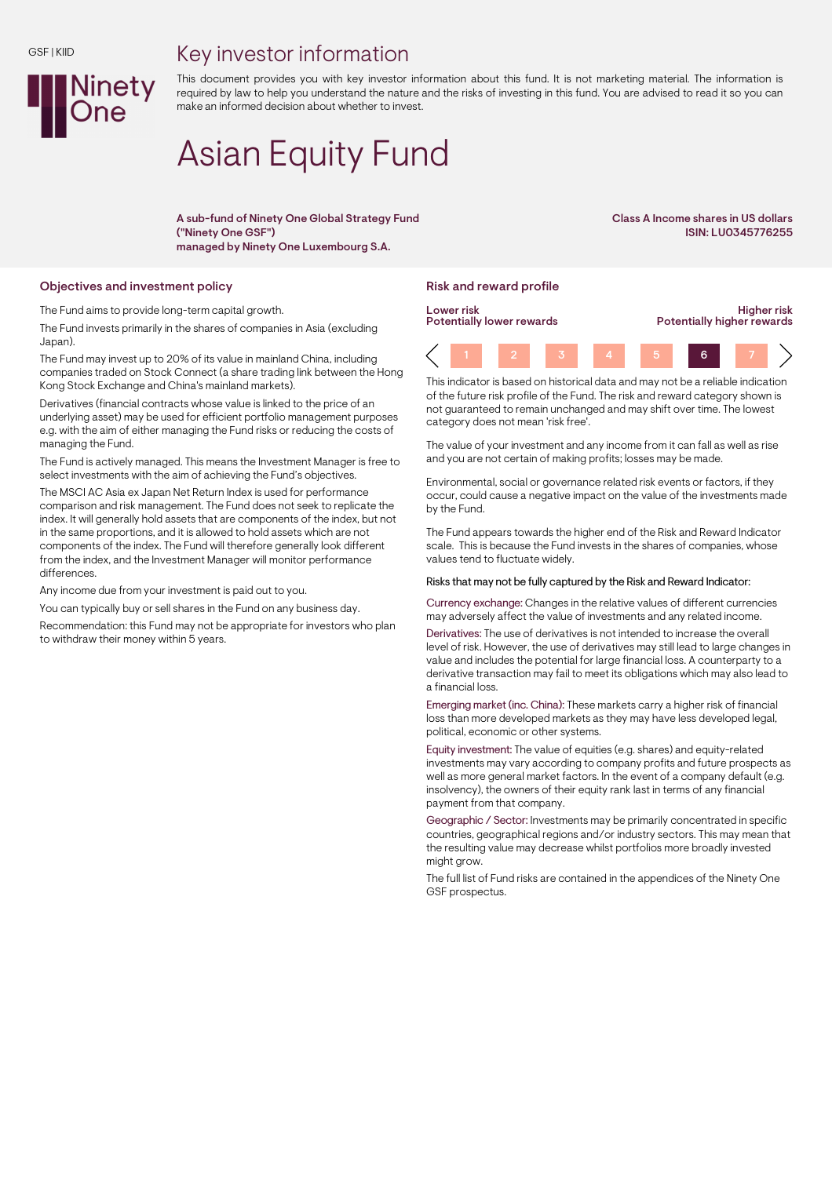GSF | KIID

# Key investor information

This document provides you with key investor information about this fund. It is not marketing material. The information is required by law to help you understand the nature and the risks of investing in this fund. You are advised to read it so you can make an informed decision about whether to invest.

# Asian Equity Fund

**A sub-fund of Ninety One Global Strategy Fund ("Ninety One GSF") managed by Ninety One Luxembourg S.A.**

**Class A Income shares in US dollars**
**ISIN: LU0345776255**

## Objectives and investment policy

The Fund aims to provide long-term capital growth.

The Fund invests primarily in the shares of companies in Asia (excluding Japan).

The Fund may invest up to 20% of its value in mainland China, including companies traded on Stock Connect (a share trading link between the Hong Kong Stock Exchange and China's mainland markets).

Derivatives (financial contracts whose value is linked to the price of an underlying asset) may be used for efficient portfolio management purposes e.g. with the aim of either managing the Fund risks or reducing the costs of managing the Fund.

The Fund is actively managed. This means the Investment Manager is free to select investments with the aim of achieving the Fund's objectives.

The MSCI AC Asia ex Japan Net Return Index is used for performance comparison and risk management. The Fund does not seek to replicate the index. It will generally hold assets that are components of the index, but not in the same proportions, and it is allowed to hold assets which are not components of the index. The Fund will therefore generally look different from the index, and the Investment Manager will monitor performance differences.

Any income due from your investment is paid out to you.

You can typically buy or sell shares in the Fund on any business day.

Recommendation: this Fund may not be appropriate for investors who plan to withdraw their money within 5 years.

## Risk and reward profile

| Lower risk<br>Potentially lower rewards | | | | | | Higher risk<br>Potentially higher rewards |
|---|---|---|---|---|---|---|
| 1 | 2 | 3 | 4 | 5 | **6** | 7 |

This indicator is based on historical data and may not be a reliable indication of the future risk profile of the Fund. The risk and reward category shown is not guaranteed to remain unchanged and may shift over time. The lowest category does not mean 'risk free'.

The value of your investment and any income from it can fall as well as rise and you are not certain of making profits; losses may be made.

Environmental, social or governance related risk events or factors, if they occur, could cause a negative impact on the value of the investments made by the Fund.

The Fund appears towards the higher end of the Risk and Reward Indicator scale. This is because the Fund invests in the shares of companies, whose values tend to fluctuate widely.

Risks that may not be fully captured by the Risk and Reward Indicator:

Currency exchange: Changes in the relative values of different currencies may adversely affect the value of investments and any related income.

Derivatives: The use of derivatives is not intended to increase the overall level of risk. However, the use of derivatives may still lead to large changes in value and includes the potential for large financial loss. A counterparty to a derivative transaction may fail to meet its obligations which may also lead to a financial loss.

Emerging market (inc. China): These markets carry a higher risk of financial loss than more developed markets as they may have less developed legal, political, economic or other systems.

Equity investment: The value of equities (e.g. shares) and equity-related investments may vary according to company profits and future prospects as well as more general market factors. In the event of a company default (e.g. insolvency), the owners of their equity rank last in terms of any financial payment from that company.

Geographic / Sector: Investments may be primarily concentrated in specific countries, geographical regions and/or industry sectors. This may mean that the resulting value may decrease whilst portfolios more broadly invested might grow.

The full list of Fund risks are contained in the appendices of the Ninety One GSF prospectus.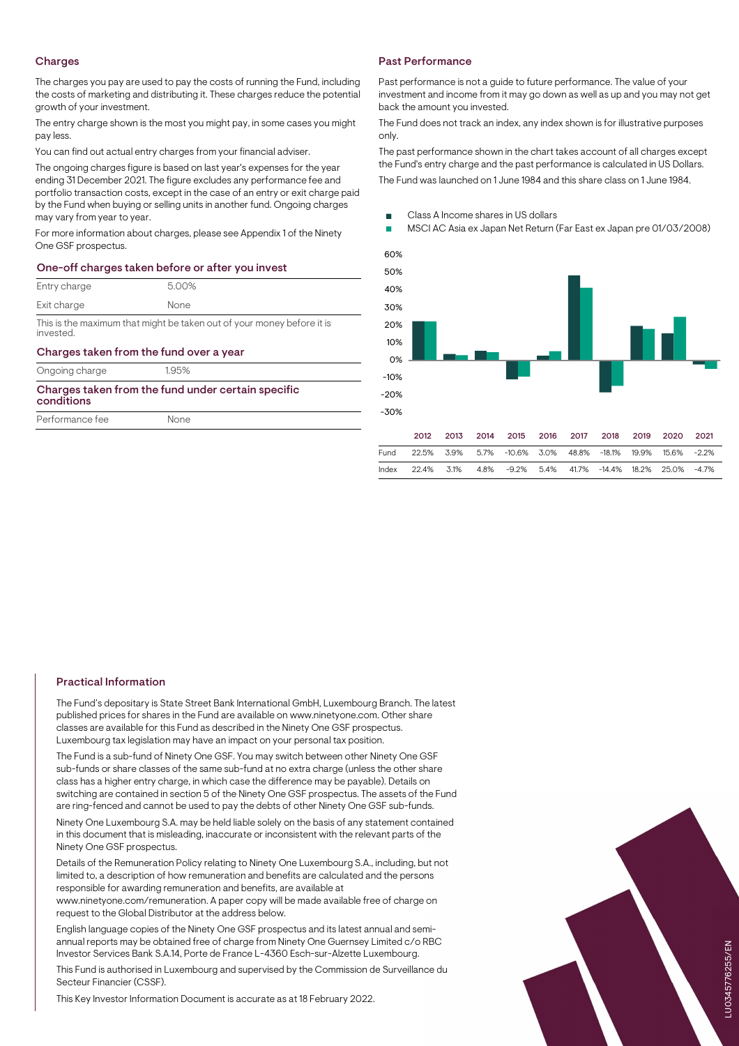## Charges

The charges you pay are used to pay the costs of running the Fund, including the costs of marketing and distributing it. These charges reduce the potential growth of your investment.

The entry charge shown is the most you might pay, in some cases you might pay less.

You can find out actual entry charges from your financial adviser.

The ongoing charges figure is based on last year's expenses for the year ending 31 December 2021. The figure excludes any performance fee and portfolio transaction costs, except in the case of an entry or exit charge paid by the Fund when buying or selling units in another fund. Ongoing charges may vary from year to year.

For more information about charges, please see Appendix 1 of the Ninety One GSF prospectus.

### One-off charges taken before or after you invest

| | |
|---|---|
| Entry charge | 5.00% |
| Exit charge | None |

This is the maximum that might be taken out of your money before it is invested.

### Charges taken from the fund over a year

| | |
|---|---|
| Ongoing charge | 1.95% |

### Charges taken from the fund under certain specific conditions

| | |
|---|---|
| Performance fee | None |

## Past Performance

Past performance is not a guide to future performance. The value of your investment and income from it may go down as well as up and you may not get back the amount you invested.

The Fund does not track an index, any index shown is for illustrative purposes only.

The past performance shown in the chart takes account of all charges except the Fund's entry charge and the past performance is calculated in US Dollars.

The Fund was launched on 1 June 1984 and this share class on 1 June 1984.

Class A Income shares in US dollars

MSCI AC Asia ex Japan Net Return (Far East ex Japan pre 01/03/2008)

60%
50%
40%
30%
20%
10%
0%
-10%
-20%
-30%

2012 2013 2014 2015 2016 2017 2018 2019 2020 2021

Fund 22.5% 3.9% 5.7% -10.6% 3.0% 48.8% -18.1% 19.9% 15.6% -2.2%

Index 22.4% 3.1% 4.8% -9.2% 5.4% 41.7% -14.4% 18.2% 25.0% -4.7%

## Practical Information

The Fund's depositary is State Street Bank International GmbH, Luxembourg Branch. The latest published prices for shares in the Fund are available on www.ninetyone.com. Other share classes are available for this Fund as described in the Ninety One GSF prospectus. Luxembourg tax legislation may have an impact on your personal tax position.

The Fund is a sub-fund of Ninety One GSF. You may switch between other Ninety One GSF sub-funds or share classes of the same sub-fund at no extra charge (unless the other share class has a higher entry charge, in which case the difference may be payable). Details on switching are contained in section 5 of the Ninety One GSF prospectus. The assets of the Fund are ring-fenced and cannot be used to pay the debts of other Ninety One GSF sub-funds.

Ninety One Luxembourg S.A. may be held liable solely on the basis of any statement contained in this document that is misleading, inaccurate or inconsistent with the relevant parts of the Ninety One GSF prospectus.

Details of the Remuneration Policy relating to Ninety One Luxembourg S.A., including, but not limited to, a description of how remuneration and benefits are calculated and the persons responsible for awarding remuneration and benefits, are available at www.ninetyone.com/remuneration. A paper copy will be made available free of charge on request to the Global Distributor at the address below.

English language copies of the Ninety One GSF prospectus and its latest annual and semi-annual reports may be obtained free of charge from Ninety One Guernsey Limited c/o RBC Investor Services Bank S.A.14, Porte de France L-4360 Esch-sur-Alzette Luxembourg.

This Fund is authorised in Luxembourg and supervised by the Commission de Surveillance du Secteur Financier (CSSF).

This Key Investor Information Document is accurate as at 18 February 2022.